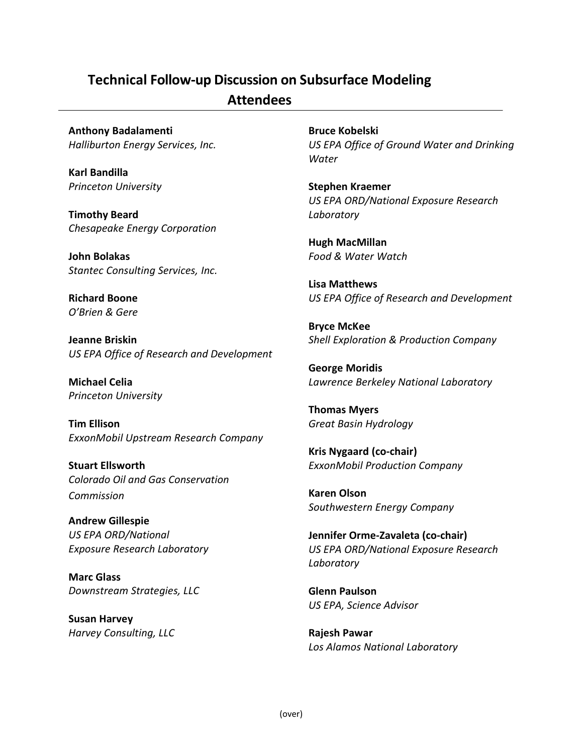# Technical Follow-up Discussion on Subsurface Modeling Attendees

**Anthony Badalamenti**
*Halliburton Energy Services, Inc.*

**Karl Bandilla**
*Princeton University*

**Timothy Beard**
*Chesapeake Energy Corporation*

**John Bolakas**
*Stantec Consulting Services, Inc.*

**Richard Boone**
*O'Brien & Gere*

**Jeanne Briskin**
*US EPA Office of Research and Development*

**Michael Celia**
*Princeton University*

**Tim Ellison**
*ExxonMobil Upstream Research Company*

**Stuart Ellsworth**
*Colorado Oil and Gas Conservation Commission*

**Andrew Gillespie**
*US EPA ORD/National Exposure Research Laboratory*

**Marc Glass**
*Downstream Strategies, LLC*

**Susan Harvey**
*Harvey Consulting, LLC*

**Bruce Kobelski**
*US EPA Office of Ground Water and Drinking Water*

**Stephen Kraemer**
*US EPA ORD/National Exposure Research Laboratory*

**Hugh MacMillan**
*Food & Water Watch*

**Lisa Matthews**
*US EPA Office of Research and Development*

**Bryce McKee**
*Shell Exploration & Production Company*

**George Moridis**
*Lawrence Berkeley National Laboratory*

**Thomas Myers**
*Great Basin Hydrology*

**Kris Nygaard (co-chair)**
*ExxonMobil Production Company*

**Karen Olson**
*Southwestern Energy Company*

**Jennifer Orme-Zavaleta (co-chair)**
*US EPA ORD/National Exposure Research Laboratory*

**Glenn Paulson**
*US EPA, Science Advisor*

**Rajesh Pawar**
*Los Alamos National Laboratory*

(over)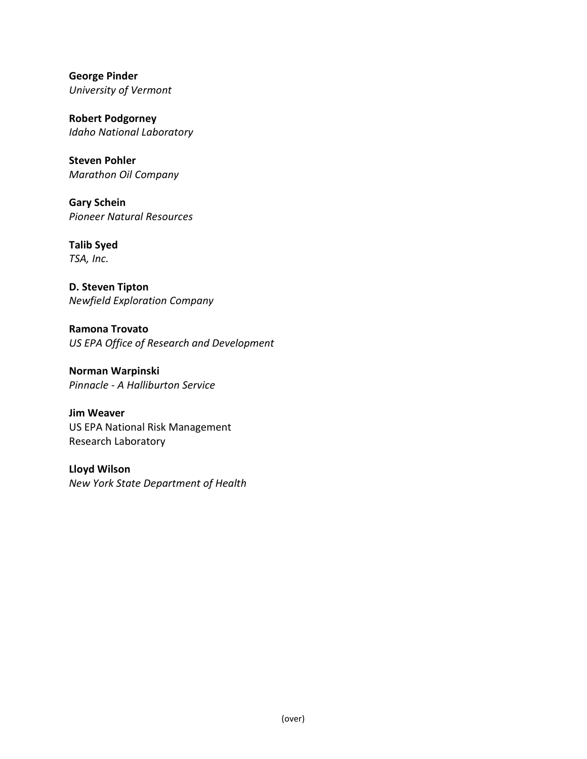**George Pinder**
*University of Vermont*

**Robert Podgorney**
*Idaho National Laboratory*

**Steven Pohler**
*Marathon Oil Company*

**Gary Schein**
*Pioneer Natural Resources*

**Talib Syed**
*TSA, Inc.*

**D. Steven Tipton**
*Newfield Exploration Company*

**Ramona Trovato**
*US EPA Office of Research and Development*

**Norman Warpinski**
*Pinnacle - A Halliburton Service*

**Jim Weaver**
US EPA National Risk Management
Research Laboratory

**Lloyd Wilson**
*New York State Department of Health*

(over)